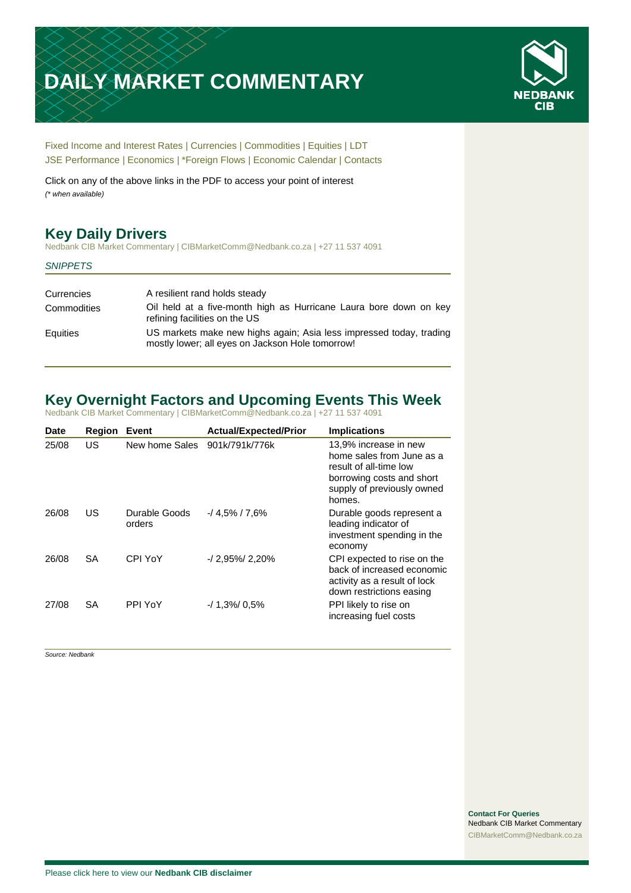# DAILY MARKET COMMENTARY

NEDBANK CIB

Fixed Income and Interest Rates | Currencies | Commodities | Equities | LDT
JSE Performance | Economics | *Foreign Flows | Economic Calendar | Contacts

Click on any of the above links in the PDF to access your point of interest
*(* when available)*

## Key Daily Drivers

Nedbank CIB Market Commentary | CIBMarketComm@Nedbank.co.za | +27 11 537 4091

*SNIPPETS*

| | |
|---|---|
| Currencies | A resilient rand holds steady |
| Commodities | Oil held at a five-month high as Hurricane Laura bore down on key refining facilities on the US |
| Equities | US markets make new highs again; Asia less impressed today, trading mostly lower; all eyes on Jackson Hole tomorrow! |

## Key Overnight Factors and Upcoming Events This Week

Nedbank CIB Market Commentary | CIBMarketComm@Nedbank.co.za | +27 11 537 4091

| Date | Region | Event | Actual/Expected/Prior | Implications |
|---|---|---|---|---|
| 25/08 | US | New home Sales | 901k/791k/776k | 13,9% increase in new home sales from June as a result of all-time low borrowing costs and short supply of previously owned homes. |
| 26/08 | US | Durable Goods orders | -/ 4,5% / 7,6% | Durable goods represent a leading indicator of investment spending in the economy |
| 26/08 | SA | CPI YoY | -/ 2,95%/ 2,20% | CPI expected to rise on the back of increased economic activity as a result of lock down restrictions easing |
| 27/08 | SA | PPI YoY | -/ 1,3%/ 0,5% | PPI likely to rise on increasing fuel costs |

*Source: Nedbank*

**Contact For Queries**
Nedbank CIB Market Commentary
CIBMarketComm@Nedbank.co.za

Please click here to view our **Nedbank CIB disclaimer**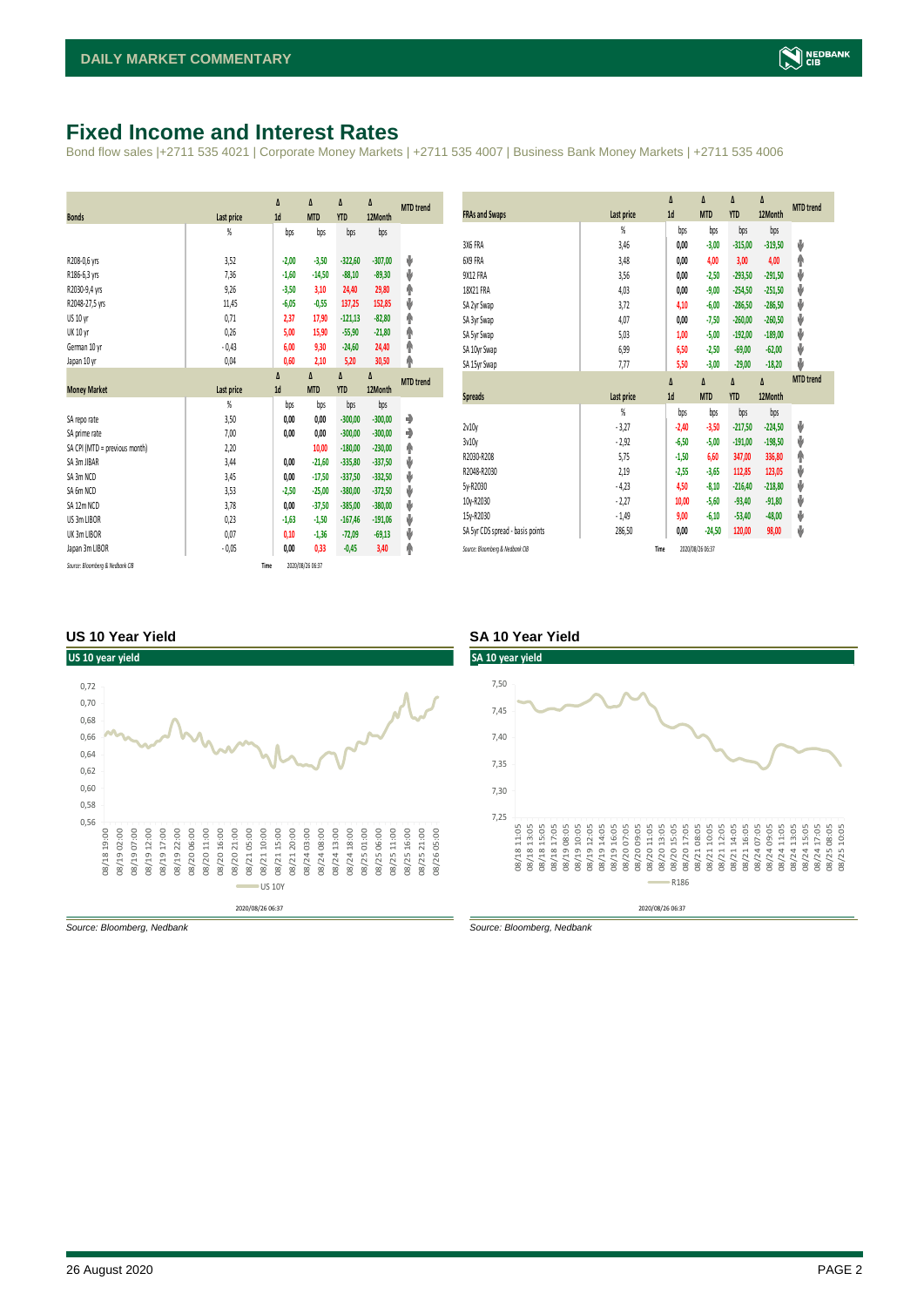# Fixed Income and Interest Rates

Bond flow sales |+2711 535 4021 | Corporate Money Markets | +2711 535 4007 | Business Bank Money Markets | +2711 535 4006

| Bonds | Last price | Δ 1d | Δ MTD | Δ YTD | Δ 12Month | MTD trend |
|---|---|---|---|---|---|---|
| | % | bps | bps | bps | bps | |
| R208-0,6 yrs | 3,52 | -2,00 | -3,50 | -322,60 | -307,00 | ⬇ |
| R186-6,3 yrs | 7,36 | -1,60 | -14,50 | -88,10 | -89,30 | ⬇ |
| R2030-9,4 yrs | 9,26 | -3,50 | 3,10 | 24,40 | 29,80 | ⬆ |
| R2048-27,5 yrs | 11,45 | -6,05 | -0,55 | 137,25 | 152,85 | ⬇ |
| US 10 yr | 0,71 | 2,37 | 17,90 | -121,13 | -82,80 | ⬆ |
| UK 10 yr | 0,26 | 5,00 | 15,90 | -55,90 | -21,80 | ⬆ |
| German 10 yr | -0,43 | 6,00 | 9,30 | -24,60 | 24,40 | ⬆ |
| Japan 10 yr | 0,04 | 0,60 | 2,10 | 5,20 | 30,50 | ⬆ |

| Money Market | Last price | Δ 1d | Δ MTD | Δ YTD | Δ 12Month | MTD trend |
|---|---|---|---|---|---|---|
| | % | bps | bps | bps | bps | |
| SA repo rate | 3,50 | 0,00 | 0,00 | -300,00 | -300,00 | ➡ |
| SA prime rate | 7,00 | 0,00 | 0,00 | -300,00 | -300,00 | ➡ |
| SA CPI (MTD = previous month) | 2,20 | | 10,00 | -180,00 | -230,00 | ⬆ |
| SA 3m JIBAR | 3,44 | 0,00 | -21,60 | -335,80 | -337,50 | ⬇ |
| SA 3m NCD | 3,45 | 0,00 | -17,50 | -337,50 | -332,50 | ⬇ |
| SA 6m NCD | 3,53 | -2,50 | -25,00 | -380,00 | -372,50 | ⬇ |
| SA 12m NCD | 3,78 | 0,00 | -37,50 | -385,00 | -380,00 | ⬇ |
| US 3m LIBOR | 0,23 | -1,63 | -1,50 | -167,46 | -191,06 | ⬇ |
| UK 3m LIBOR | 0,07 | 0,10 | -1,36 | -72,09 | -69,13 | ⬇ |
| Japan 3m LIBOR | -0,05 | 0,00 | 0,33 | -0,45 | 3,40 | ⬆ |

*Source: Bloomberg & Nedbank CIB* Time 2020/08/26 06:37

| FRAs and Swaps | Last price | Δ 1d | Δ MTD | Δ YTD | Δ 12Month | MTD trend |
|---|---|---|---|---|---|---|
| | % | bps | bps | bps | bps | |
| 3X6 FRA | 3,46 | 0,00 | -3,00 | -315,00 | -319,50 | ⬇ |
| 6X9 FRA | 3,48 | 0,00 | 4,00 | 3,00 | 4,00 | ⬆ |
| 9X12 FRA | 3,56 | 0,00 | -2,50 | -293,50 | -291,50 | ⬇ |
| 18X21 FRA | 4,03 | 0,00 | -9,00 | -254,50 | -251,50 | ⬇ |
| SA 2yr Swap | 3,72 | 4,10 | -6,00 | -286,50 | -286,50 | ⬇ |
| SA 3yr Swap | 4,07 | 0,00 | -7,50 | -260,00 | -260,50 | ⬇ |
| SA 5yr Swap | 5,03 | 1,00 | -5,00 | -192,00 | -189,00 | ⬇ |
| SA 10yr Swap | 6,99 | 6,50 | -2,50 | -69,00 | -62,00 | ⬇ |
| SA 15yr Swap | 7,77 | 5,50 | -3,00 | -29,00 | -18,20 | ⬇ |

| Spreads | Last price | Δ 1d | Δ MTD | Δ YTD | Δ 12Month | MTD trend |
|---|---|---|---|---|---|---|
| | % | bps | bps | bps | bps | |
| 2v10y | -3,27 | -2,40 | -3,50 | -217,50 | -224,50 | ⬇ |
| 3v10y | -2,92 | -6,50 | -5,00 | -191,00 | -198,50 | ⬇ |
| R2030-R208 | 5,75 | -1,50 | 6,60 | 347,00 | 336,80 | ⬆ |
| R2048-R2030 | 2,19 | -2,55 | -3,65 | 112,85 | 123,05 | ⬇ |
| 5y-R2030 | -4,23 | 4,50 | -8,10 | -216,40 | -218,80 | ⬇ |
| 10y-R2030 | -2,27 | 10,00 | -5,60 | -93,40 | -91,80 | ⬇ |
| 15y-R2030 | -1,49 | 9,00 | -6,10 | -53,40 | -48,00 | ⬇ |
| SA 5yr CDS spread - basis points | 286,50 | 0,00 | -24,50 | 120,00 | 98,00 | ⬇ |

*Source: Bloomberg & Nedbank CIB* Time 2020/08/26 06:37

### US 10 Year Yield

*Source: Bloomberg, Nedbank*

### SA 10 Year Yield

*Source: Bloomberg, Nedbank*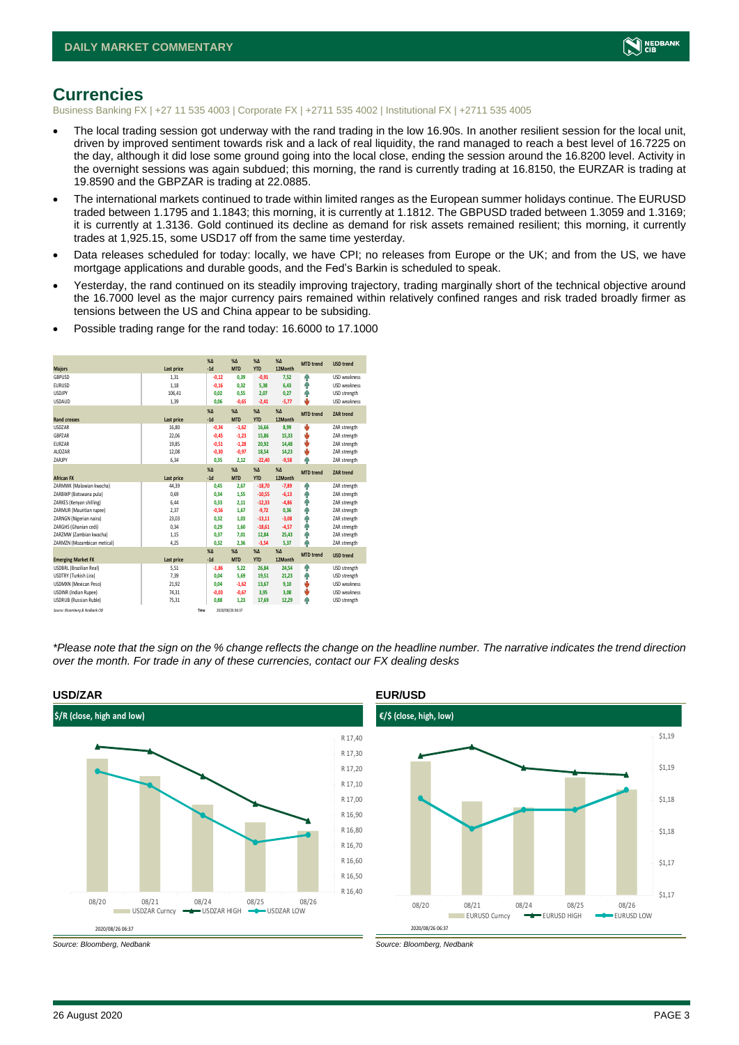# Currences

Business Banking FX | +27 11 535 4003 | Corporate FX | +2711 535 4002 | Institutional FX | +2711 535 4005

- The local trading session got underway with the rand trading in the low 16.90s. In another resilient session for the local unit, driven by improved sentiment towards risk and a lack of real liquidity, the rand managed to reach a best level of 16.7225 on the day, although it did lose some ground going into the local close, ending the session around the 16.8200 level. Activity in the overnight sessions was again subdued; this morning, the rand is currently trading at 16.8150, the EURZAR is trading at 19.8590 and the GBPZAR is trading at 22.0885.
- The international markets continued to trade within limited ranges as the European summer holidays continue. The EURUSD traded between 1.1795 and 1.1843; this morning, it is currently at 1.1812. The GBPUSD traded between 1.3059 and 1.3169; it is currently at 1.3136. Gold continued its decline as demand for risk assets remained resilient; this morning, it currently trades at 1,925.15, some USD17 off from the same time yesterday.
- Data releases scheduled for today: locally, we have CPI; no releases from Europe or the UK; and from the US, we have mortgage applications and durable goods, and the Fed's Barkin is scheduled to speak.
- Yesterday, the rand continued on its steadily improving trajectory, trading marginally short of the technical objective around the 16.7000 level as the major currency pairs remained within relatively confined ranges and risk traded broadly firmer as tensions between the US and China appear to be subsiding.
- Possible trading range for the rand today: 16.6000 to 17.1000

| Majors | Last price | %Δ -1d | %Δ MTD | %Δ YTD | %Δ 12Month | MTD trend | USD trend |
|---|---|---|---|---|---|---|---|
| GBPUSD | 1,31 | -0,12 | 0,39 | -0,91 | 7,52 | ↑ | USD weakness |
| EURUSD | 1,18 | -0,16 | 0,32 | 5,38 | 6,43 | ↑ | USD weakness |
| USDJPY | 106,41 | 0,02 | 0,55 | 2,07 | 0,27 | ↑ | USD strength |
| USDAUD | 1,39 | 0,06 | -0,65 | -2,41 | -5,77 | ↓ | USD weakness |
| **Rand crosses** | **Last price** | **%Δ -1d** | **%Δ MTD** | **%Δ YTD** | **%Δ 12Month** | **MTD trend** | **ZAR trend** |
| USDZAR | 16,80 | -0,34 | -1,62 | 16,66 | 8,99 | ↓ | ZAR strength |
| GBPZAR | 22,06 | -0,45 | -1,23 | 15,86 | 15,33 | ↓ | ZAR strength |
| EURZAR | 19,85 | -0,51 | -1,28 | 20,92 | 14,48 | ↓ | ZAR strength |
| AUDZAR | 12,08 | -0,30 | -0,97 | 18,54 | 14,23 | ↓ | ZAR strength |
| ZARJPY | 6,34 | 0,35 | 2,12 | -22,40 | -9,58 | ↑ | ZAR strength |
| **African FX** | **Last price** | **%Δ -1d** | **%Δ MTD** | **%Δ YTD** | **%Δ 12Month** | **MTD trend** | **ZAR trend** |
| ZARMWK (Malawian kwacha) | 44,39 | 0,45 | 2,67 | -18,70 | -7,89 | ↑ | ZAR strength |
| ZARBWP (Botswana pula) | 0,69 | 0,34 | 1,55 | -10,55 | -6,13 | ↑ | ZAR strength |
| ZARKES (Kenyan shilling) | 6,44 | 0,33 | 2,11 | -12,33 | -4,86 | ↑ | ZAR strength |
| ZARMUR (Mauritian rupee) | 2,37 | -0,56 | 1,67 | -9,72 | 0,36 | ↑ | ZAR strength |
| ZARNGN (Nigerian naira) | 23,03 | 0,32 | 1,03 | -13,11 | -3,08 | ↑ | ZAR strength |
| ZARGHS (Ghanian cedi) | 0,34 | 0,29 | 1,60 | -18,61 | -4,57 | ↑ | ZAR strength |
| ZARZMW (Zambian kwacha) | 1,15 | 0,37 | 7,01 | 12,84 | 25,43 | ↑ | ZAR strength |
| ZARMZN (Mozambican metical) | 4,25 | 0,32 | 2,36 | -3,54 | 5,37 | ↑ | ZAR strength |
| **Emerging Market FX** | **Last price** | **%Δ -1d** | **%Δ MTD** | **%Δ YTD** | **%Δ 12Month** | **MTD trend** | **USD trend** |
| USDBRL (Brazilian Real) | 5,51 | -1,86 | 5,22 | 26,84 | 24,54 | ↑ | USD strength |
| USDTRY (Turkish Lira) | 7,39 | 0,04 | 5,69 | 19,51 | 21,23 | ↑ | USD strength |
| USDMXN (Mexican Peso) | 21,92 | 0,04 | -1,62 | 13,67 | 9,10 | ↓ | USD weakness |
| USDINR (Indian Rupee) | 74,31 | -0,03 | -0,67 | 3,95 | 3,08 | ↓ | USD weakness |
| USDRUB (Russian Ruble) | 75,31 | 0,88 | 1,23 | 17,69 | 12,29 | ↑ | USD strength |

Source: Bloomberg & Nedbank CIB    Time 2020/08/26 06:37

*\*Please note that the sign on the % change reflects the change on the headline number. The narrative indicates the trend direction over the month. For trade in any of these currencies, contact our FX dealing desks*

**USD/ZAR**

$/R (close, high and low)

2020/08/26 06:37

*Source: Bloomberg, Nedbank*

**EUR/USD**

€/$ (close, high, low)

2020/08/26 06:37

*Source: Bloomberg, Nedbank*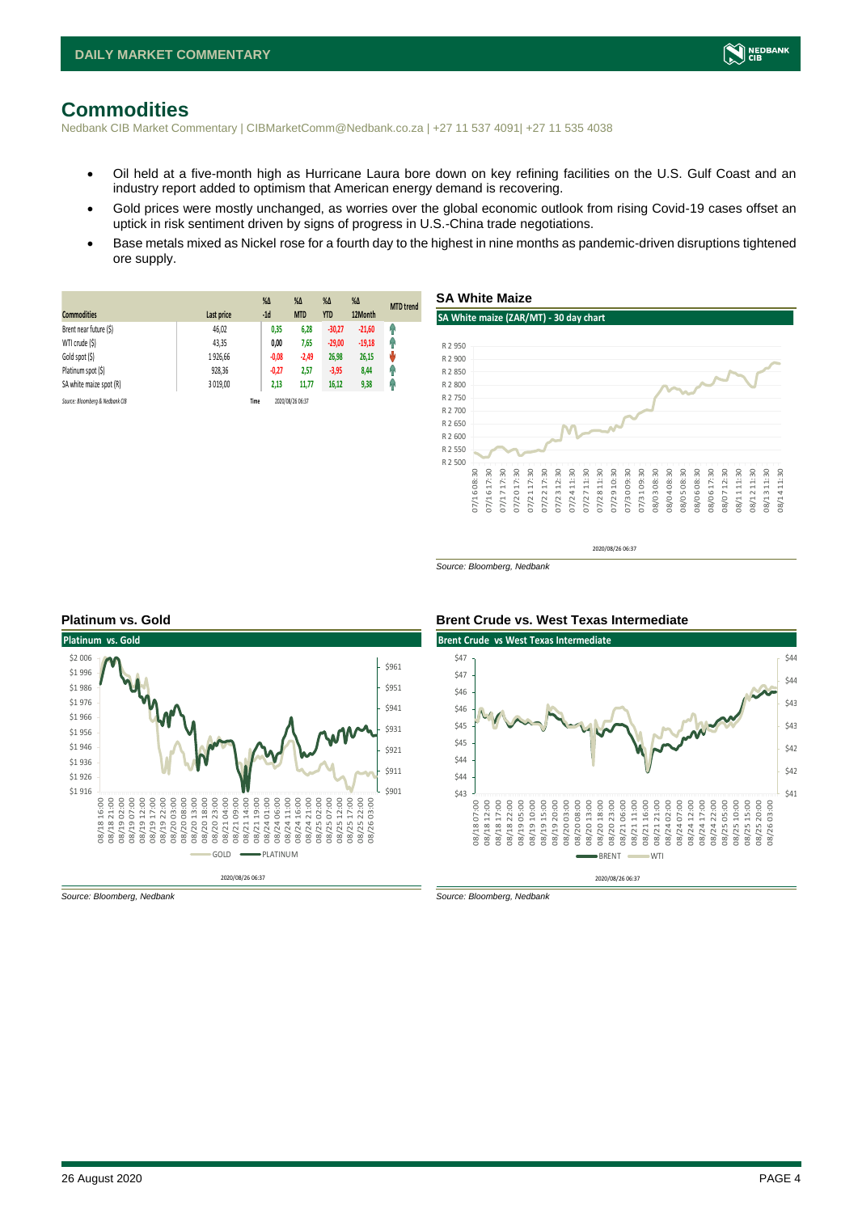# Commodities

Nedbank CIB Market Commentary | CIBMarketComm@Nedbank.co.za | +27 11 537 4091| +27 11 535 4038

- Oil held at a five-month high as Hurricane Laura bore down on key refining facilities on the U.S. Gulf Coast and an industry report added to optimism that American energy demand is recovering.
- Gold prices were mostly unchanged, as worries over the global economic outlook from rising Covid-19 cases offset an uptick in risk sentiment driven by signs of progress in U.S.-China trade negotiations.
- Base metals mixed as Nickel rose for a fourth day to the highest in nine months as pandemic-driven disruptions tightened ore supply.

| Commodities | Last price | %Δ -1d | %Δ MTD | %Δ YTD | %Δ 12Month | MTD trend |
|---|---|---|---|---|---|---|
| Brent near future ($) | 46,02 | 0,35 | 6,28 | -30,27 | -21,60 | ↑ |
| WTI crude ($) | 43,35 | 0,00 | 7,65 | -29,00 | -19,18 | ↑ |
| Gold spot ($) | 1 926,66 | -0,08 | -2,49 | 26,98 | 26,15 | ↓ |
| Platinum spot ($) | 928,36 | -0,27 | 2,57 | -3,95 | 8,44 | ↑ |
| SA white maize spot (R) | 3 019,00 | 2,13 | 11,77 | 16,12 | 9,38 | ↑ |

*Source: Bloomberg & Nedbank CIB* Time 2020/08/26 06:37

### SA White Maize

SA White maize (ZAR/MT) - 30 day chart

*Source: Bloomberg, Nedbank*

### Platinum vs. Gold

Platinum vs. Gold

*Source: Bloomberg, Nedbank*

### Brent Crude vs. West Texas Intermediate

Brent Crude vs West Texas Intermediate

*Source: Bloomberg, Nedbank*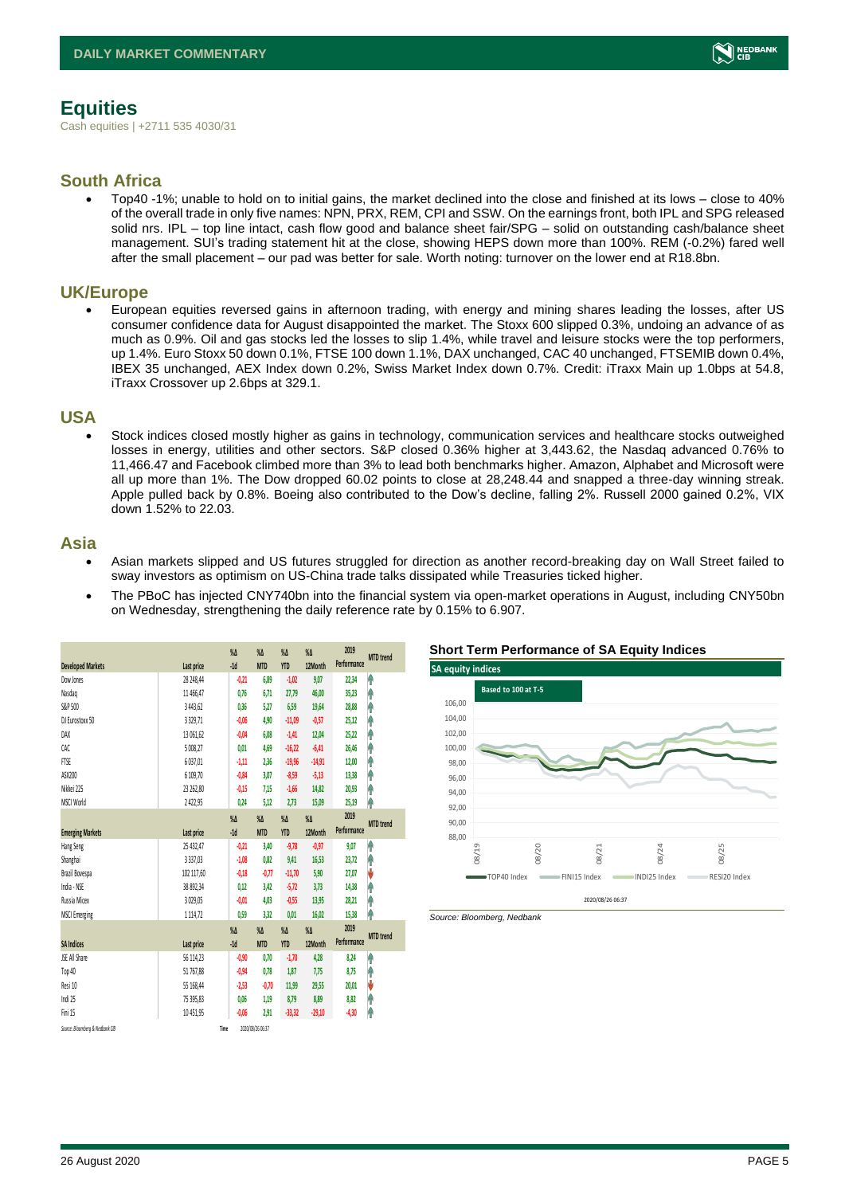# Equities

Cash equities | +2711 535 4030/31

## South Africa

- Top40 -1%; unable to hold on to initial gains, the market declined into the close and finished at its lows – close to 40% of the overall trade in only five names: NPN, PRX, REM, CPI and SSW. On the earnings front, both IPL and SPG released solid nrs. IPL – top line intact, cash flow good and balance sheet fair/SPG – solid on outstanding cash/balance sheet management. SUI's trading statement hit at the close, showing HEPS down more than 100%. REM (-0.2%) fared well after the small placement – our pad was better for sale. Worth noting: turnover on the lower end at R18.8bn.

## UK/Europe

- European equities reversed gains in afternoon trading, with energy and mining shares leading the losses, after US consumer confidence data for August disappointed the market. The Stoxx 600 slipped 0.3%, undoing an advance of as much as 0.9%. Oil and gas stocks led the losses to slip 1.4%, while travel and leisure stocks were the top performers, up 1.4%. Euro Stoxx 50 down 0.1%, FTSE 100 down 1.1%, DAX unchanged, CAC 40 unchanged, FTSEMIB down 0.4%, IBEX 35 unchanged, AEX Index down 0.2%, Swiss Market Index down 0.7%. Credit: iTraxx Main up 1.0bps at 54.8, iTraxx Crossover up 2.6bps at 329.1.

## USA

- Stock indices closed mostly higher as gains in technology, communication services and healthcare stocks outweighed losses in energy, utilities and other sectors. S&P closed 0.36% higher at 3,443.62, the Nasdaq advanced 0.76% to 11,466.47 and Facebook climbed more than 3% to lead both benchmarks higher. Amazon, Alphabet and Microsoft were all up more than 1%. The Dow dropped 60.02 points to close at 28,248.44 and snapped a three-day winning streak. Apple pulled back by 0.8%. Boeing also contributed to the Dow's decline, falling 2%. Russell 2000 gained 0.2%, VIX down 1.52% to 22.03.

## Asia

- Asian markets slipped and US futures struggled for direction as another record-breaking day on Wall Street failed to sway investors as optimism on US-China trade talks dissipated while Treasuries ticked higher.
- The PBoC has injected CNY740bn into the financial system via open-market operations in August, including CNY50bn on Wednesday, strengthening the daily reference rate by 0.15% to 6.907.

| Developed Markets | Last price | %Δ -1d | %Δ MTD | %Δ YTD | %Δ 12Month | 2019 Performance | MTD trend |
|---|---|---|---|---|---|---|---|
| Dow Jones | 28 248,44 | -0,21 | 6,89 | -1,02 | 9,07 | 22,34 | ↑ |
| Nasdaq | 11 466,47 | 0,76 | 6,71 | 27,79 | 46,00 | 35,23 | ↑ |
| S&P 500 | 3 443,62 | 0,36 | 5,27 | 6,59 | 19,64 | 28,88 | ↑ |
| DJ Eurostoxx 50 | 3 329,71 | -0,06 | 4,90 | -11,09 | -0,57 | 25,12 | ↑ |
| DAX | 13 061,62 | -0,04 | 6,08 | -1,41 | 12,04 | 25,22 | ↑ |
| CAC | 5 008,27 | 0,01 | 4,69 | -16,22 | -6,41 | 26,46 | ↑ |
| FTSE | 6 037,01 | -1,11 | 2,36 | -19,96 | -14,91 | 12,00 | ↑ |
| ASX200 | 6 109,70 | -0,84 | 3,07 | -8,59 | -5,13 | 13,38 | ↑ |
| Nikkei 225 | 23 262,80 | -0,15 | 7,15 | -1,66 | 14,82 | 20,93 | ↑ |
| MSCI World | 2 422,95 | 0,24 | 5,12 | 2,73 | 15,09 | 25,19 | ↑ |
| **Emerging Markets** | **Last price** | **%Δ -1d** | **%Δ MTD** | **%Δ YTD** | **%Δ 12Month** | **2019 Performance** | **MTD trend** |
| Hang Seng | 25 432,47 | -0,21 | 3,40 | -9,78 | -0,97 | 9,07 | ↑ |
| Shanghai | 3 337,03 | -1,08 | 0,82 | 9,41 | 16,53 | 23,72 | ↑ |
| Brazil Bovespa | 102 117,60 | -0,18 | -0,77 | -11,70 | 5,90 | 27,07 | ↓ |
| India - NSE | 38 892,34 | 0,12 | 3,42 | -5,72 | 3,73 | 14,38 | ↑ |
| Russia Micex | 3 029,05 | -0,01 | 4,03 | -0,55 | 13,95 | 28,21 | ↑ |
| MSCI Emerging | 1 114,72 | 0,59 | 3,32 | 0,01 | 16,02 | 15,38 | ↑ |
| **SA Indices** | **Last price** | **%Δ -1d** | **%Δ MTD** | **%Δ YTD** | **%Δ 12Month** | **2019 Performance** | **MTD trend** |
| JSE All Share | 56 114,23 | -0,90 | 0,70 | -1,70 | 4,28 | 8,24 | ↑ |
| Top 40 | 51 767,88 | -0,94 | 0,78 | 1,87 | 7,75 | 8,75 | ↑ |
| Resi 10 | 55 168,44 | -2,53 | -0,70 | 11,99 | 29,55 | 20,01 | ↓ |
| Indi 25 | 75 395,83 | 0,06 | 1,19 | 8,79 | 8,89 | 8,82 | ↑ |
| Fini 15 | 10 451,95 | -0,06 | 2,91 | -33,32 | -29,10 | -4,30 | ↑ |

Source: Bloomberg & Nedbank CIB  Time 2020/08/26 06:37

**Short Term Performance of SA Equity Indices**

Source: Bloomberg, Nedbank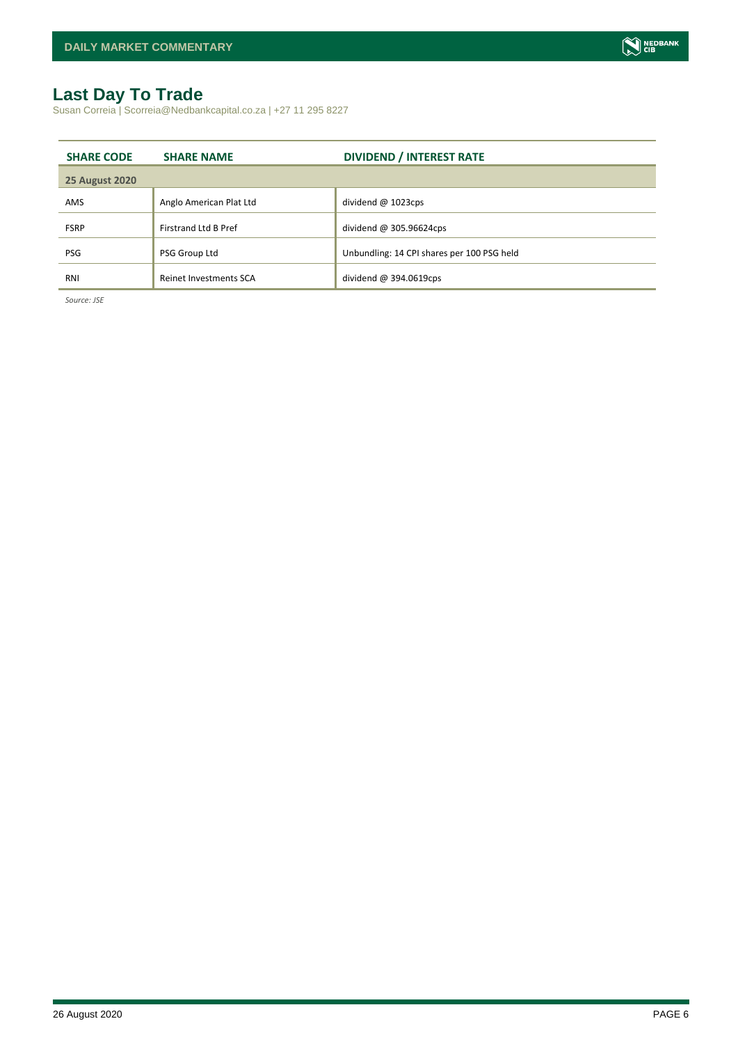# Last Day To Trade

Susan Correia | Scorreia@Nedbankcapital.co.za | +27 11 295 8227

| SHARE CODE | SHARE NAME | DIVIDEND / INTEREST RATE |
|---|---|---|
| **25 August 2020** | | |
| AMS | Anglo American Plat Ltd | dividend @ 1023cps |
| FSRP | Firstrand Ltd B Pref | dividend @ 305.96624cps |
| PSG | PSG Group Ltd | Unbundling: 14 CPI shares per 100 PSG held |
| RNI | Reinet Investments SCA | dividend @ 394.0619cps |

*Source: JSE*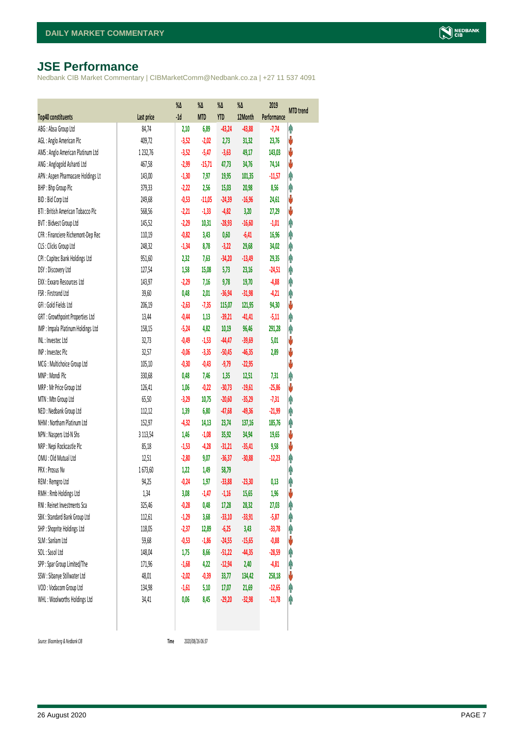# JSE Performance

Nedbank CIB Market Commentary | CIBMarketComm@Nedbank.co.za | +27 11 537 4091

| Top40 constituents | Last price | %Δ -1d | %Δ MTD | %Δ YTD | %Δ 12Month | 2019 Performance | MTD trend |
|---|---|---|---|---|---|---|---|
| ABG : Absa Group Ltd | 84,74 | 2,10 | 6,89 | -43,24 | -43,88 | -7,74 | ↑ |
| AGL : Anglo American Plc | 409,72 | -3,52 | -2,02 | 2,73 | 31,32 | 23,76 | ↓ |
| AMS : Anglo American Platinum Ltd | 1 232,76 | -3,52 | -5,47 | -3,63 | 49,17 | 143,03 | ↓ |
| ANG : Anglogold Ashanti Ltd | 467,58 | -2,99 | -15,71 | 47,73 | 34,76 | 74,14 | ↓ |
| APN : Aspen Pharmacare Holdings Lt | 143,00 | -1,30 | 7,97 | 19,95 | 101,35 | -11,57 | ↑ |
| BHP : Bhp Group Plc | 379,33 | -2,22 | 2,56 | 15,03 | 20,98 | 8,56 | ↑ |
| BID : Bid Corp Ltd | 249,68 | -0,53 | -11,05 | -24,39 | -16,96 | 24,61 | ↓ |
| BTI : British American Tobacco Plc | 568,56 | -2,21 | -1,33 | -4,82 | 3,20 | 27,29 | ↓ |
| BVT : Bidvest Group Ltd | 145,52 | -2,29 | 10,31 | -28,93 | -16,60 | -1,01 | ↑ |
| CFR : Financiere Richemont-Dep Rec | 110,19 | -0,82 | 3,43 | 0,60 | -6,41 | 16,96 | ↑ |
| CLS : Clicks Group Ltd | 248,32 | -1,34 | 8,78 | -3,22 | 29,68 | 34,02 | ↑ |
| CPI : Capitec Bank Holdings Ltd | 951,60 | 2,32 | 7,63 | -34,20 | -13,49 | 29,35 | ↑ |
| DSY : Discovery Ltd | 127,54 | 1,58 | 15,08 | 5,73 | 23,16 | -24,51 | ↑ |
| EXX : Exxaro Resources Ltd | 143,97 | -2,29 | 7,16 | 9,78 | 19,70 | -4,88 | ↑ |
| FSR : Firstrand Ltd | 39,60 | 0,48 | 2,01 | -36,94 | -31,98 | -4,21 | ↑ |
| GFI : Gold Fields Ltd | 206,19 | -2,63 | -7,35 | 115,07 | 121,95 | 94,30 | ↓ |
| GRT : Growthpoint Properties Ltd | 13,44 | -0,44 | 1,13 | -39,21 | -41,41 | -5,11 | ↑ |
| IMP : Impala Platinum Holdings Ltd | 158,15 | -5,24 | 4,82 | 10,19 | 96,46 | 291,28 | ↑ |
| INL : Investec Ltd | 32,73 | -0,49 | -1,53 | -44,47 | -39,69 | 5,01 | ↓ |
| INP : Investec Plc | 32,57 | -0,06 | -3,35 | -50,45 | -46,35 | 2,89 | ↓ |
| MCG : Multichoice Group Ltd | 105,10 | -0,30 | -0,43 | -9,79 | -22,95 | | ↓ |
| MNP : Mondi Plc | 330,68 | 0,48 | 7,46 | 1,35 | 12,51 | 7,31 | ↑ |
| MRP : Mr Price Group Ltd | 126,41 | 1,06 | -0,22 | -30,73 | -19,61 | -25,86 | ↓ |
| MTN : Mtn Group Ltd | 65,50 | -3,29 | 10,75 | -20,60 | -35,29 | -7,31 | ↑ |
| NED : Nedbank Group Ltd | 112,12 | 1,39 | 6,80 | -47,68 | -49,36 | -21,99 | ↑ |
| NHM : Northam Platinum Ltd | 152,97 | -4,32 | 14,13 | 23,74 | 137,16 | 185,76 | ↑ |
| NPN : Naspers Ltd-N Shs | 3 113,54 | 1,46 | -1,08 | 35,92 | 34,94 | 19,65 | ↓ |
| NRP : Nepi Rockcastle Plc | 85,18 | -1,53 | -4,28 | -31,21 | -35,41 | 9,58 | ↓ |
| OMU : Old Mutual Ltd | 12,51 | -2,80 | 9,07 | -36,37 | -30,88 | -12,23 | ↑ |
| PRX : Prosus Nv | 1 673,60 | 1,22 | 1,49 | 58,79 | | | ↑ |
| REM : Remgro Ltd | 94,25 | -0,24 | 1,97 | -33,88 | -23,30 | 0,13 | ↑ |
| RMH : Rmb Holdings Ltd | 1,34 | 3,08 | -1,47 | -1,16 | 15,65 | 1,96 | ↓ |
| RNI : Reinet Investments Sca | 325,46 | -0,28 | 0,48 | 17,28 | 28,32 | 27,03 | ↑ |
| SBK : Standard Bank Group Ltd | 112,61 | -1,29 | 3,68 | -33,10 | -33,91 | -5,87 | ↑ |
| SHP : Shoprite Holdings Ltd | 118,05 | -2,37 | 12,89 | -6,25 | 3,43 | -33,78 | ↑ |
| SLM : Sanlam Ltd | 59,68 | -0,53 | -1,86 | -24,55 | -15,65 | -0,88 | ↓ |
| SOL : Sasol Ltd | 148,04 | 1,75 | 8,66 | -51,22 | -44,35 | -28,59 | ↑ |
| SPP : Spar Group Limited/The | 171,96 | -1,68 | 4,22 | -12,94 | 2,40 | -4,81 | ↑ |
| SSW : Sibanye Stillwater Ltd | 48,01 | -2,02 | -0,39 | 33,77 | 134,42 | 258,18 | ↓ |
| VOD : Vodacom Group Ltd | 134,98 | -1,61 | 5,10 | 17,07 | 21,69 | -12,65 | ↑ |
| WHL : Woolworths Holdings Ltd | 34,41 | 0,06 | 8,45 | -29,20 | -32,98 | -11,78 | ↑ |

*Source: Bloomberg & Nedbank CIB* Time 2020/08/26 06:37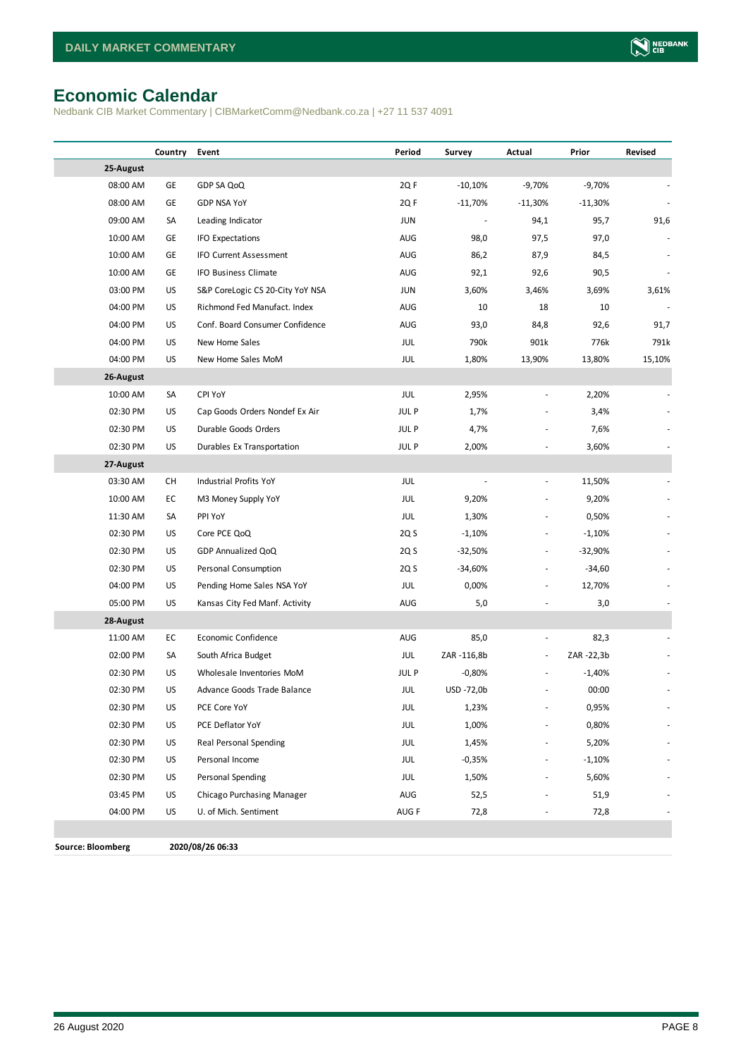# Economic Calendar

Nedbank CIB Market Commentary | CIBMarketComm@Nedbank.co.za | +27 11 537 4091

| | Country | Event | Period | Survey | Actual | Prior | Revised |
|---|---|---|---|---|---|---|---|
| **25-August** | | | | | | | |
| 08:00 AM | GE | GDP SA QoQ | 2Q F | -10,10% | -9,70% | -9,70% | - |
| 08:00 AM | GE | GDP NSA YoY | 2Q F | -11,70% | -11,30% | -11,30% | - |
| 09:00 AM | SA | Leading Indicator | JUN | - | 94,1 | 95,7 | 91,6 |
| 10:00 AM | GE | IFO Expectations | AUG | 98,0 | 97,5 | 97,0 | - |
| 10:00 AM | GE | IFO Current Assessment | AUG | 86,2 | 87,9 | 84,5 | - |
| 10:00 AM | GE | IFO Business Climate | AUG | 92,1 | 92,6 | 90,5 | - |
| 03:00 PM | US | S&P CoreLogic CS 20-City YoY NSA | JUN | 3,60% | 3,46% | 3,69% | 3,61% |
| 04:00 PM | US | Richmond Fed Manufact. Index | AUG | 10 | 18 | 10 | - |
| 04:00 PM | US | Conf. Board Consumer Confidence | AUG | 93,0 | 84,8 | 92,6 | 91,7 |
| 04:00 PM | US | New Home Sales | JUL | 790k | 901k | 776k | 791k |
| 04:00 PM | US | New Home Sales MoM | JUL | 1,80% | 13,90% | 13,80% | 15,10% |
| **26-August** | | | | | | | |
| 10:00 AM | SA | CPI YoY | JUL | 2,95% | - | 2,20% | - |
| 02:30 PM | US | Cap Goods Orders Nondef Ex Air | JUL P | 1,7% | - | 3,4% | - |
| 02:30 PM | US | Durable Goods Orders | JUL P | 4,7% | - | 7,6% | - |
| 02:30 PM | US | Durables Ex Transportation | JUL P | 2,00% | - | 3,60% | - |
| **27-August** | | | | | | | |
| 03:30 AM | CH | Industrial Profits YoY | JUL | - | - | 11,50% | - |
| 10:00 AM | EC | M3 Money Supply YoY | JUL | 9,20% | - | 9,20% | - |
| 11:30 AM | SA | PPI YoY | JUL | 1,30% | - | 0,50% | - |
| 02:30 PM | US | Core PCE QoQ | 2Q S | -1,10% | - | -1,10% | - |
| 02:30 PM | US | GDP Annualized QoQ | 2Q S | -32,50% | - | -32,90% | - |
| 02:30 PM | US | Personal Consumption | 2Q S | -34,60% | - | -34,60 | - |
| 04:00 PM | US | Pending Home Sales NSA YoY | JUL | 0,00% | - | 12,70% | - |
| 05:00 PM | US | Kansas City Fed Manf. Activity | AUG | 5,0 | - | 3,0 | - |
| **28-August** | | | | | | | |
| 11:00 AM | EC | Economic Confidence | AUG | 85,0 | - | 82,3 | - |
| 02:00 PM | SA | South Africa Budget | JUL | ZAR -116,8b | - | ZAR -22,3b | - |
| 02:30 PM | US | Wholesale Inventories MoM | JUL P | -0,80% | - | -1,40% | - |
| 02:30 PM | US | Advance Goods Trade Balance | JUL | USD -72,0b | - | 00:00 | - |
| 02:30 PM | US | PCE Core YoY | JUL | 1,23% | - | 0,95% | - |
| 02:30 PM | US | PCE Deflator YoY | JUL | 1,00% | - | 0,80% | - |
| 02:30 PM | US | Real Personal Spending | JUL | 1,45% | - | 5,20% | - |
| 02:30 PM | US | Personal Income | JUL | -0,35% | - | -1,10% | - |
| 02:30 PM | US | Personal Spending | JUL | 1,50% | - | 5,60% | - |
| 03:45 PM | US | Chicago Purchasing Manager | AUG | 52,5 | - | 51,9 | - |
| 04:00 PM | US | U. of Mich. Sentiment | AUG F | 72,8 | - | 72,8 | - |

**Source: Bloomberg** **2020/08/26 06:33**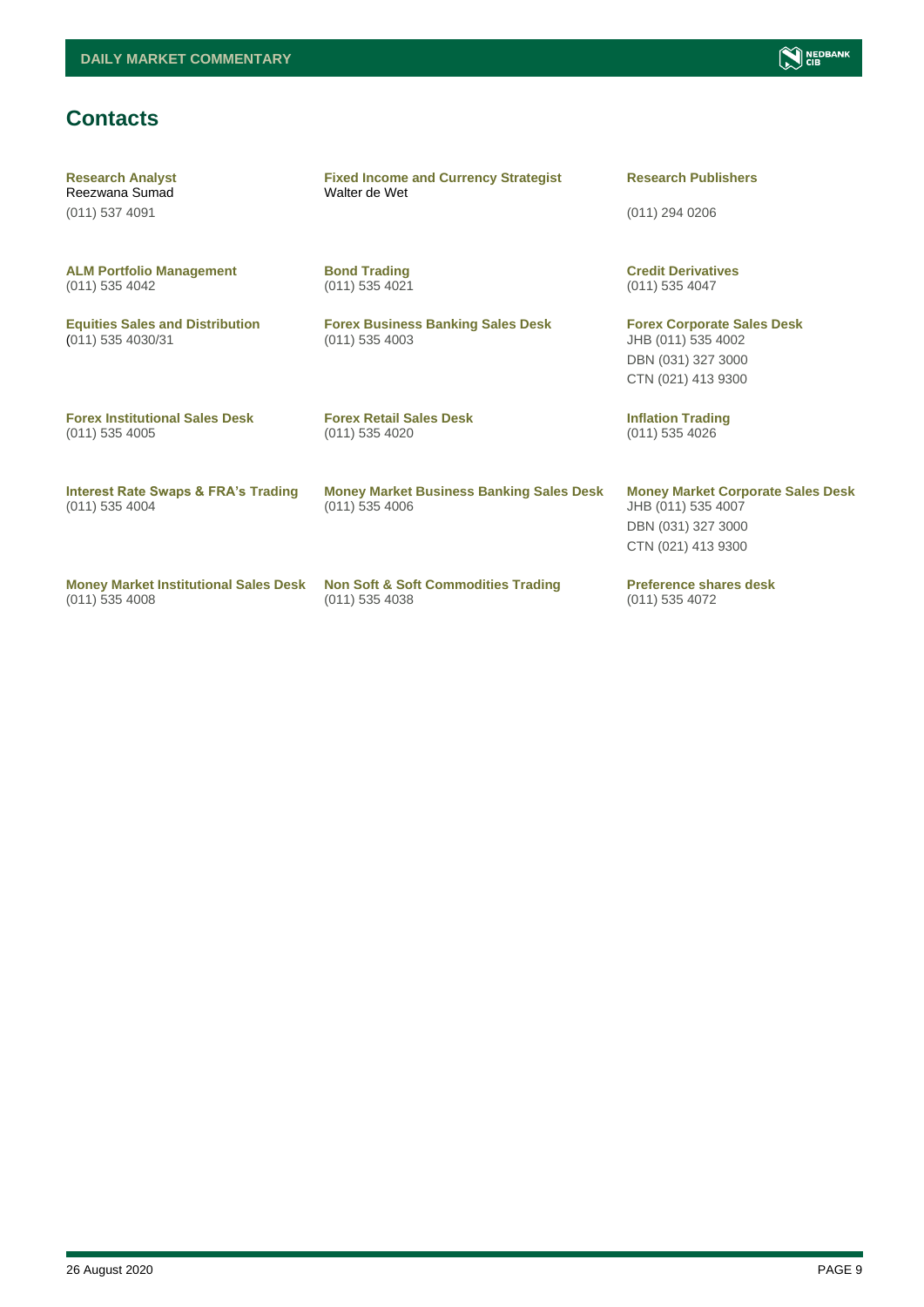## Contacts

**Research Analyst**
Reezwana Sumad
(011) 537 4091

**Fixed Income and Currency Strategist**
Walter de Wet

**Research Publishers**
(011) 294 0206

**ALM Portfolio Management**
(011) 535 4042

**Bond Trading**
(011) 535 4021

**Credit Derivatives**
(011) 535 4047

**Equities Sales and Distribution**
(011) 535 4030/31

**Forex Business Banking Sales Desk**
(011) 535 4003

**Forex Corporate Sales Desk**
JHB (011) 535 4002
DBN (031) 327 3000
CTN (021) 413 9300

**Forex Institutional Sales Desk**
(011) 535 4005

**Forex Retail Sales Desk**
(011) 535 4020

**Inflation Trading**
(011) 535 4026

**Interest Rate Swaps & FRA's Trading**
(011) 535 4004

**Money Market Business Banking Sales Desk**
(011) 535 4006

**Money Market Corporate Sales Desk**
JHB (011) 535 4007
DBN (031) 327 3000
CTN (021) 413 9300

**Money Market Institutional Sales Desk**
(011) 535 4008

**Non Soft & Soft Commodities Trading**
(011) 535 4038

**Preference shares desk**
(011) 535 4072